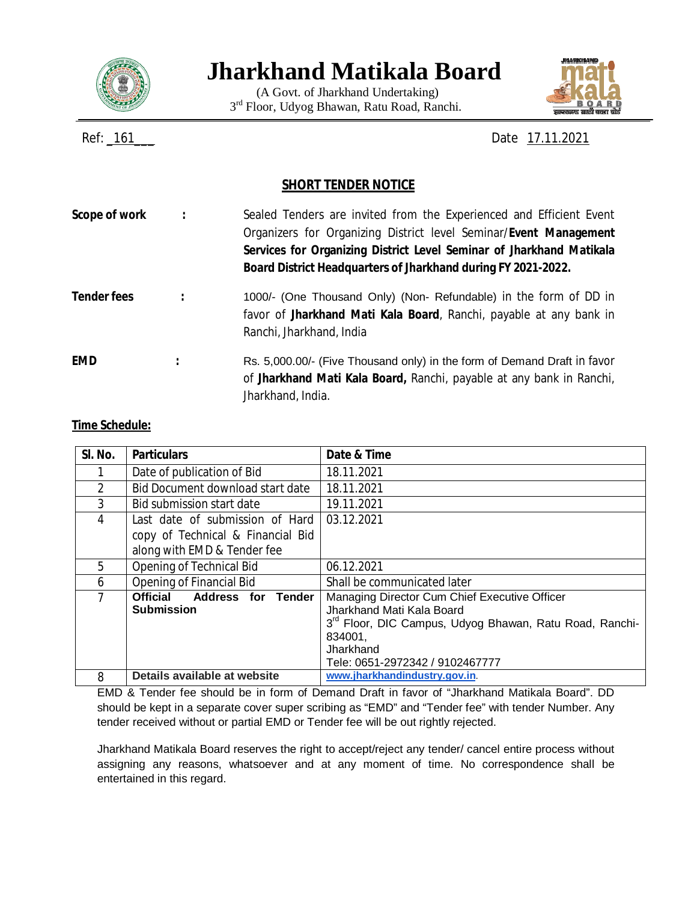# Jharkhand Matikala Board

(A Govt. of Jharkhand Undertaking)
3rd Floor, Udyog Bhawan, Ratu Road, Ranchi.

Ref: _161___ Date 17.11.2021

## SHORT TENDER NOTICE

**Scope of work** : Sealed Tenders are invited from the Experienced and Efficient Event Organizers for Organizing District level Seminar/**Event Management Services for Organizing District Level Seminar of Jharkhand Matikala Board District Headquarters of Jharkhand during FY 2021-2022.**

**Tender fees** : 1000/- (One Thousand Only) (Non- Refundable) in the form of DD in favor of **Jharkhand Mati Kala Board**, Ranchi, payable at any bank in Ranchi, Jharkhand, India

**EMD** : Rs. 5,000.00/- (Five Thousand only) in the form of Demand Draft in favor of **Jharkhand Mati Kala Board,** Ranchi, payable at any bank in Ranchi, Jharkhand, India.

**Time Schedule:**

| Sl. No. | Particulars | Date & Time |
|---|---|---|
| 1 | Date of publication of Bid | 18.11.2021 |
| 2 | Bid Document download start date | 18.11.2021 |
| 3 | Bid submission start date | 19.11.2021 |
| 4 | Last date of submission of Hard copy of Technical & Financial Bid along with EMD & Tender fee | 03.12.2021 |
| 5 | Opening of Technical Bid | 06.12.2021 |
| 6 | Opening of Financial Bid | Shall be communicated later |
| 7 | **Official Address for Tender Submission** | Managing Director Cum Chief Executive Officer<br>Jharkhand Mati Kala Board<br>3rd Floor, DIC Campus, Udyog Bhawan, Ratu Road, Ranchi-834001,<br>Jharkhand<br>Tele: 0651-2972342 / 9102467777 |
| 8 | **Details available at website** | **www.jharkhandindustry.gov.in**. |

EMD & Tender fee should be in form of Demand Draft in favor of "Jharkhand Matikala Board". DD should be kept in a separate cover super scribing as "EMD" and "Tender fee" with tender Number. Any tender received without or partial EMD or Tender fee will be out rightly rejected.

Jharkhand Matikala Board reserves the right to accept/reject any tender/ cancel entire process without assigning any reasons, whatsoever and at any moment of time. No correspondence shall be entertained in this regard.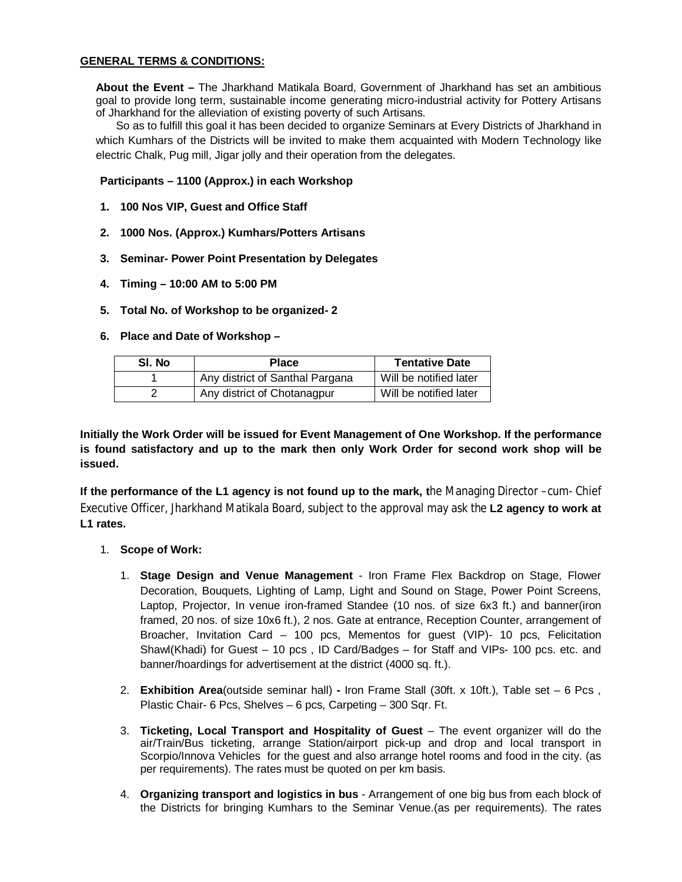**GENERAL TERMS & CONDITIONS:**

**About the Event –** The Jharkhand Matikala Board, Government of Jharkhand has set an ambitious goal to provide long term, sustainable income generating micro-industrial activity for Pottery Artisans of Jharkhand for the alleviation of existing poverty of such Artisans.

So as to fulfill this goal it has been decided to organize Seminars at Every Districts of Jharkhand in which Kumhars of the Districts will be invited to make them acquainted with Modern Technology like electric Chalk, Pug mill, Jigar jolly and their operation from the delegates.

**Participants – 1100 (Approx.) in each Workshop**

1. **100 Nos VIP, Guest and Office Staff**
2. **1000 Nos. (Approx.) Kumhars/Potters Artisans**
3. **Seminar- Power Point Presentation by Delegates**
4. **Timing – 10:00 AM to 5:00 PM**
5. **Total No. of Workshop to be organized- 2**
6. **Place and Date of Workshop –**

| Sl. No | Place | Tentative Date |
|---|---|---|
| 1 | Any district of Santhal Pargana | Will be notified later |
| 2 | Any district of Chotanagpur | Will be notified later |

**Initially the Work Order will be issued for Event Management of One Workshop. If the performance is found satisfactory and up to the mark then only Work Order for second work shop will be issued.**

**If the performance of the L1 agency is not found up to the mark, t**he Managing Director –cum- Chief Executive Officer, Jharkhand Matikala Board, subject to the approval may ask the **L2 agency to work at L1 rates.**

1. **Scope of Work:**

   1. **Stage Design and Venue Management** - Iron Frame Flex Backdrop on Stage, Flower Decoration, Bouquets, Lighting of Lamp, Light and Sound on Stage, Power Point Screens, Laptop, Projector, In venue iron-framed Standee (10 nos. of size 6x3 ft.) and banner(iron framed, 20 nos. of size 10x6 ft.), 2 nos. Gate at entrance, Reception Counter, arrangement of Broacher, Invitation Card – 100 pcs, Mementos for guest (VIP)- 10 pcs, Felicitation Shawl(Khadi) for Guest – 10 pcs , ID Card/Badges – for Staff and VIPs- 100 pcs. etc. and banner/hoardings for advertisement at the district (4000 sq. ft.).

   2. **Exhibition Area**(outside seminar hall) **-** Iron Frame Stall (30ft. x 10ft.), Table set – 6 Pcs , Plastic Chair- 6 Pcs, Shelves – 6 pcs, Carpeting – 300 Sqr. Ft.

   3. **Ticketing, Local Transport and Hospitality of Guest** – The event organizer will do the air/Train/Bus ticketing, arrange Station/airport pick-up and drop and local transport in Scorpio/Innova Vehicles for the guest and also arrange hotel rooms and food in the city. (as per requirements). The rates must be quoted on per km basis.

   4. **Organizing transport and logistics in bus** - Arrangement of one big bus from each block of the Districts for bringing Kumhars to the Seminar Venue.(as per requirements). The rates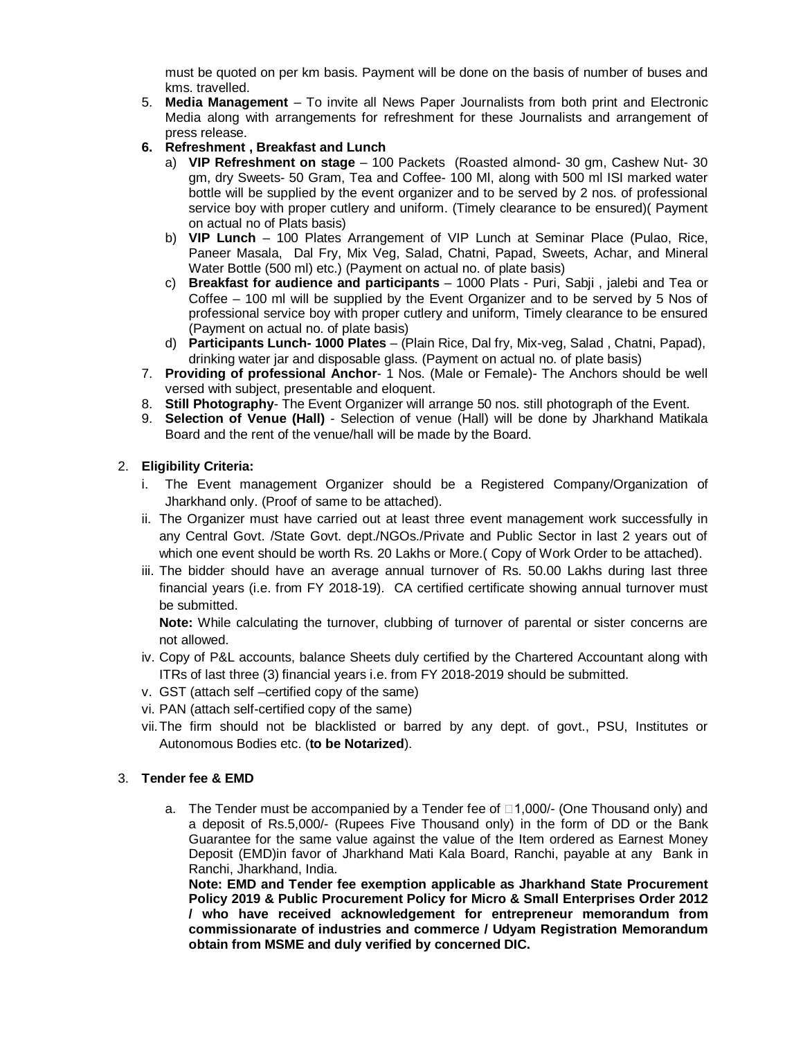must be quoted on per km basis. Payment will be done on the basis of number of buses and kms. travelled.

5. **Media Management** – To invite all News Paper Journalists from both print and Electronic Media along with arrangements for refreshment for these Journalists and arrangement of press release.
6. **Refreshment , Breakfast and Lunch**
   a) **VIP Refreshment on stage** – 100 Packets (Roasted almond- 30 gm, Cashew Nut- 30 gm, dry Sweets- 50 Gram, Tea and Coffee- 100 Ml, along with 500 ml ISI marked water bottle will be supplied by the event organizer and to be served by 2 nos. of professional service boy with proper cutlery and uniform. (Timely clearance to be ensured)( Payment on actual no of Plats basis)
   b) **VIP Lunch** – 100 Plates Arrangement of VIP Lunch at Seminar Place (Pulao, Rice, Paneer Masala, Dal Fry, Mix Veg, Salad, Chatni, Papad, Sweets, Achar, and Mineral Water Bottle (500 ml) etc.) (Payment on actual no. of plate basis)
   c) **Breakfast for audience and participants** – 1000 Plats - Puri, Sabji , jalebi and Tea or Coffee – 100 ml will be supplied by the Event Organizer and to be served by 5 Nos of professional service boy with proper cutlery and uniform, Timely clearance to be ensured (Payment on actual no. of plate basis)
   d) **Participants Lunch- 1000 Plates** – (Plain Rice, Dal fry, Mix-veg, Salad , Chatni, Papad), drinking water jar and disposable glass. (Payment on actual no. of plate basis)
7. **Providing of professional Anchor**- 1 Nos. (Male or Female)- The Anchors should be well versed with subject, presentable and eloquent.
8. **Still Photography**- The Event Organizer will arrange 50 nos. still photograph of the Event.
9. **Selection of Venue (Hall)** - Selection of venue (Hall) will be done by Jharkhand Matikala Board and the rent of the venue/hall will be made by the Board.

2. **Eligibility Criteria:**
   i. The Event management Organizer should be a Registered Company/Organization of Jharkhand only. (Proof of same to be attached).
   ii. The Organizer must have carried out at least three event management work successfully in any Central Govt. /State Govt. dept./NGOs./Private and Public Sector in last 2 years out of which one event should be worth Rs. 20 Lakhs or More.( Copy of Work Order to be attached).
   iii. The bidder should have an average annual turnover of Rs. 50.00 Lakhs during last three financial years (i.e. from FY 2018-19). CA certified certificate showing annual turnover must be submitted.

   **Note:** While calculating the turnover, clubbing of turnover of parental or sister concerns are not allowed.
   iv. Copy of P&L accounts, balance Sheets duly certified by the Chartered Accountant along with ITRs of last three (3) financial years i.e. from FY 2018-2019 should be submitted.
   v. GST (attach self –certified copy of the same)
   vi. PAN (attach self-certified copy of the same)
   vii. The firm should not be blacklisted or barred by any dept. of govt., PSU, Institutes or Autonomous Bodies etc. (**to be Notarized**).

3. **Tender fee & EMD**
   a. The Tender must be accompanied by a Tender fee of ₹1,000/- (One Thousand only) and a deposit of Rs.5,000/- (Rupees Five Thousand only) in the form of DD or the Bank Guarantee for the same value against the value of the Item ordered as Earnest Money Deposit (EMD)in favor of Jharkhand Mati Kala Board, Ranchi, payable at any Bank in Ranchi, Jharkhand, India.

   **Note: EMD and Tender fee exemption applicable as Jharkhand State Procurement Policy 2019 & Public Procurement Policy for Micro & Small Enterprises Order 2012 / who have received acknowledgement for entrepreneur memorandum from commissionarate of industries and commerce / Udyam Registration Memorandum obtain from MSME and duly verified by concerned DIC.**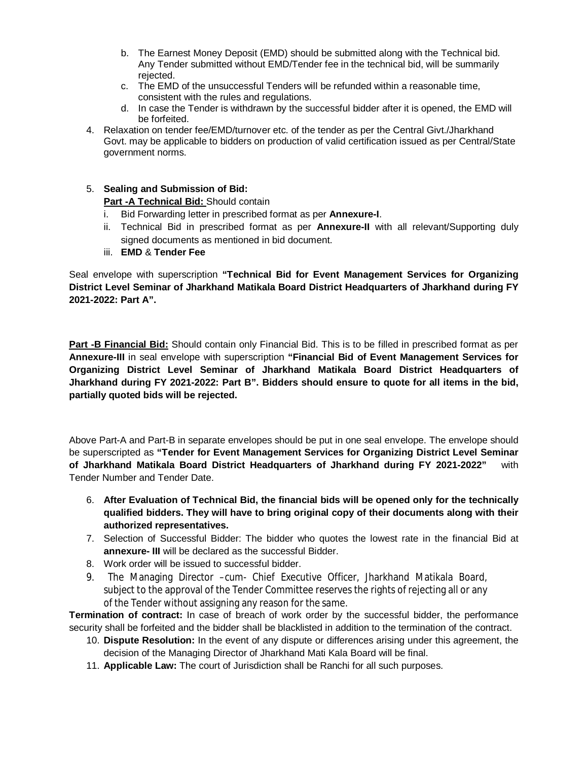b. The Earnest Money Deposit (EMD) should be submitted along with the Technical bid. Any Tender submitted without EMD/Tender fee in the technical bid, will be summarily rejected.
c. The EMD of the unsuccessful Tenders will be refunded within a reasonable time, consistent with the rules and regulations.
d. In case the Tender is withdrawn by the successful bidder after it is opened, the EMD will be forfeited.

4. Relaxation on tender fee/EMD/turnover etc. of the tender as per the Central Givt./Jharkhand Govt. may be applicable to bidders on production of valid certification issued as per Central/State government norms.

5. **Sealing and Submission of Bid:**
   **Part -A Technical Bid:** Should contain
   i. Bid Forwarding letter in prescribed format as per **Annexure-I**.
   ii. Technical Bid in prescribed format as per **Annexure-II** with all relevant/Supporting duly signed documents as mentioned in bid document.
   iii. **EMD** & **Tender Fee**

Seal envelope with superscription **"Technical Bid for Event Management Services for Organizing District Level Seminar of Jharkhand Matikala Board District Headquarters of Jharkhand during FY 2021-2022: Part A".**

**Part -B Financial Bid:** Should contain only Financial Bid. This is to be filled in prescribed format as per **Annexure-III** in seal envelope with superscription **"Financial Bid of Event Management Services for Organizing District Level Seminar of Jharkhand Matikala Board District Headquarters of Jharkhand during FY 2021-2022: Part B". Bidders should ensure to quote for all items in the bid, partially quoted bids will be rejected.**

Above Part-A and Part-B in separate envelopes should be put in one seal envelope. The envelope should be superscripted as **"Tender for Event Management Services for Organizing District Level Seminar of Jharkhand Matikala Board District Headquarters of Jharkhand during FY 2021-2022"** with Tender Number and Tender Date.

6. **After Evaluation of Technical Bid, the financial bids will be opened only for the technically qualified bidders. They will have to bring original copy of their documents along with their authorized representatives.**
7. Selection of Successful Bidder: The bidder who quotes the lowest rate in the financial Bid at **annexure- III** will be declared as the successful Bidder.
8. Work order will be issued to successful bidder.
9. The Managing Director –cum- Chief Executive Officer, Jharkhand Matikala Board, subject to the approval of the Tender Committee reserves the rights of rejecting all or any of the Tender without assigning any reason for the same.

**Termination of contract:** In case of breach of work order by the successful bidder, the performance security shall be forfeited and the bidder shall be blacklisted in addition to the termination of the contract.

10. **Dispute Resolution:** In the event of any dispute or differences arising under this agreement, the decision of the Managing Director of Jharkhand Mati Kala Board will be final.
11. **Applicable Law:** The court of Jurisdiction shall be Ranchi for all such purposes.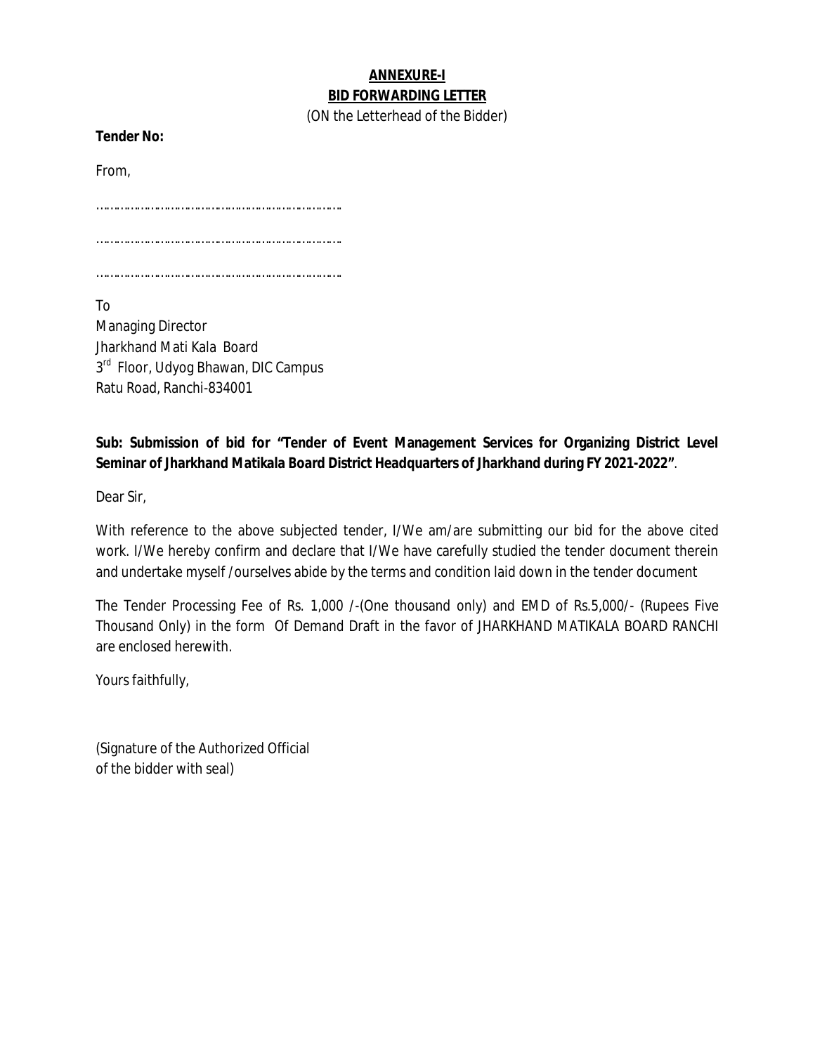**ANNEXURE-I**

**BID FORWARDING LETTER**

(ON the Letterhead of the Bidder)

**Tender No:**

From,

…………………………………………………………

…………………………………………………………

…………………………………………………………

To

Managing Director

Jharkhand Mati Kala Board

3rd Floor, Udyog Bhawan, DIC Campus

Ratu Road, Ranchi-834001

**Sub: Submission of bid for "Tender of Event Management Services for Organizing District Level Seminar of Jharkhand Matikala Board District Headquarters of Jharkhand during FY 2021-2022"**.

Dear Sir,

With reference to the above subjected tender, I/We am/are submitting our bid for the above cited work. I/We hereby confirm and declare that I/We have carefully studied the tender document therein and undertake myself /ourselves abide by the terms and condition laid down in the tender document

The Tender Processing Fee of Rs. 1,000 /-(One thousand only) and EMD of Rs.5,000/- (Rupees Five Thousand Only) in the form Of Demand Draft in the favor of JHARKHAND MATIKALA BOARD RANCHI are enclosed herewith.

Yours faithfully,

(Signature of the Authorized Official
of the bidder with seal)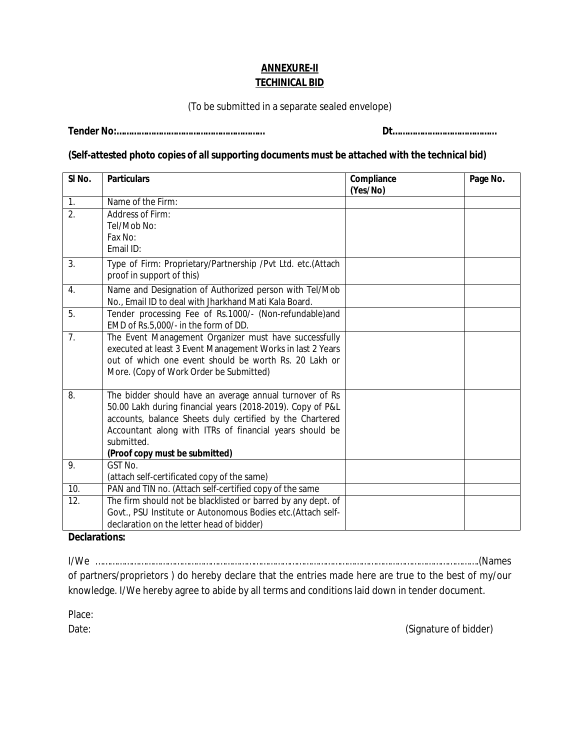# ANNEXURE-II
## TECHINICAL BID

(To be submitted in a separate sealed envelope)

**Tender No:………………………………………………….** **Dt………………………………….**

**(Self-attested photo copies of all supporting documents must be attached with the technical bid)**

| Sl No. | Particulars | Compliance (Yes/No) | Page No. |
|---|---|---|---|
| 1. | Name of the Firm: | | |
| 2. | Address of Firm:<br>Tel/Mob No:<br>Fax No:<br>Email ID: | | |
| 3. | Type of Firm: Proprietary/Partnership /Pvt Ltd. etc.(Attach proof in support of this) | | |
| 4. | Name and Designation of Authorized person with Tel/Mob No., Email ID to deal with Jharkhand Mati Kala Board. | | |
| 5. | Tender processing Fee of Rs.1000/- (Non-refundable)and EMD of Rs.5,000/- in the form of DD. | | |
| 7. | The Event Management Organizer must have successfully executed at least 3 Event Management Works in last 2 Years out of which one event should be worth Rs. 20 Lakh or More. (Copy of Work Order be Submitted) | | |
| 8. | The bidder should have an average annual turnover of Rs 50.00 Lakh during financial years (2018-2019). Copy of P&L accounts, balance Sheets duly certified by the Chartered Accountant along with ITRs of financial years should be submitted.<br>**(Proof copy must be submitted)** | | |
| 9. | GST No.<br>(attach self-certificated copy of the same) | | |
| 10. | PAN and TIN no. (Attach self-certified copy of the same | | |
| 12. | The firm should not be blacklisted or barred by any dept. of Govt., PSU Institute or Autonomous Bodies etc.(Attach self-declaration on the letter head of bidder) | | |

**Declarations:**

I/We ……………………………………………………………………………………………………………………………….(Names of partners/proprietors ) do hereby declare that the entries made here are true to the best of my/our knowledge. I/We hereby agree to abide by all terms and conditions laid down in tender document.

Place:

Date: (Signature of bidder)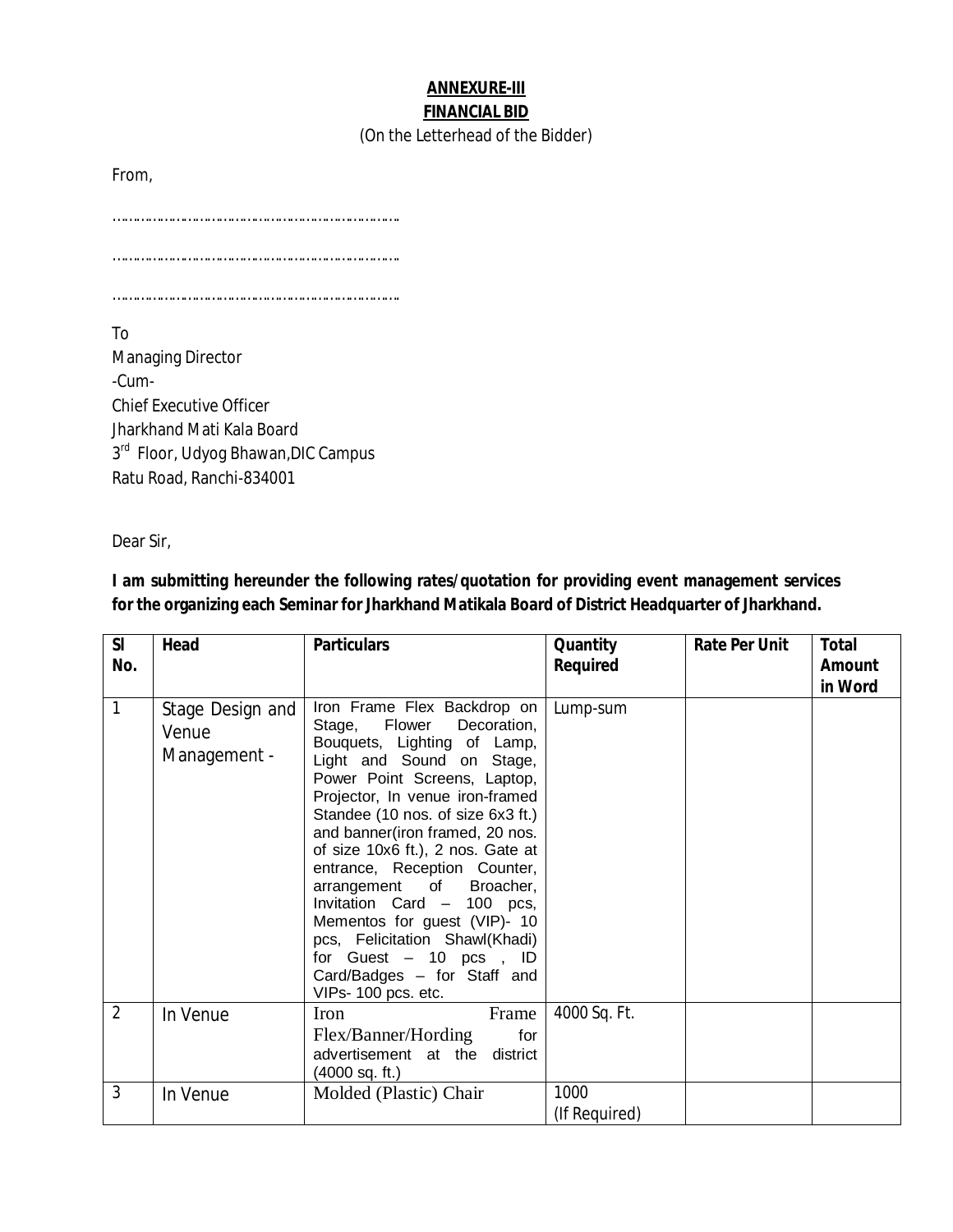**ANNEXURE-III**

**FINANCIAL BID**

(On the Letterhead of the Bidder)

From,

……………………………………………………………

……………………………………………………………

……………………………………………………………

To
Managing Director
-Cum-
Chief Executive Officer
Jharkhand Mati Kala Board
3rd Floor, Udyog Bhawan,DIC Campus
Ratu Road, Ranchi-834001

Dear Sir,

**I am submitting hereunder the following rates/quotation for providing event management services for the organizing each Seminar for Jharkhand Matikala Board of District Headquarter of Jharkhand.**

| Sl No. | Head | Particulars | Quantity Required | Rate Per Unit | Total Amount in Word |
|---|---|---|---|---|---|
| 1 | Stage Design and Venue Management - | Iron Frame Flex Backdrop on Stage, Flower Decoration, Bouquets, Lighting of Lamp, Light and Sound on Stage, Power Point Screens, Laptop, Projector, In venue iron-framed Standee (10 nos. of size 6x3 ft.) and banner(iron framed, 20 nos. of size 10x6 ft.), 2 nos. Gate at entrance, Reception Counter, arrangement of Broacher, Invitation Card – 100 pcs, Mementos for guest (VIP)- 10 pcs, Felicitation Shawl(Khadi) for Guest – 10 pcs , ID Card/Badges – for Staff and VIPs- 100 pcs. etc. | Lump-sum | | |
| 2 | In Venue | Iron Frame Flex/Banner/Hording for advertisement at the district (4000 sq. ft.) | 4000 Sq. Ft. | | |
| 3 | In Venue | Molded (Plastic) Chair | 1000 (If Required) | | |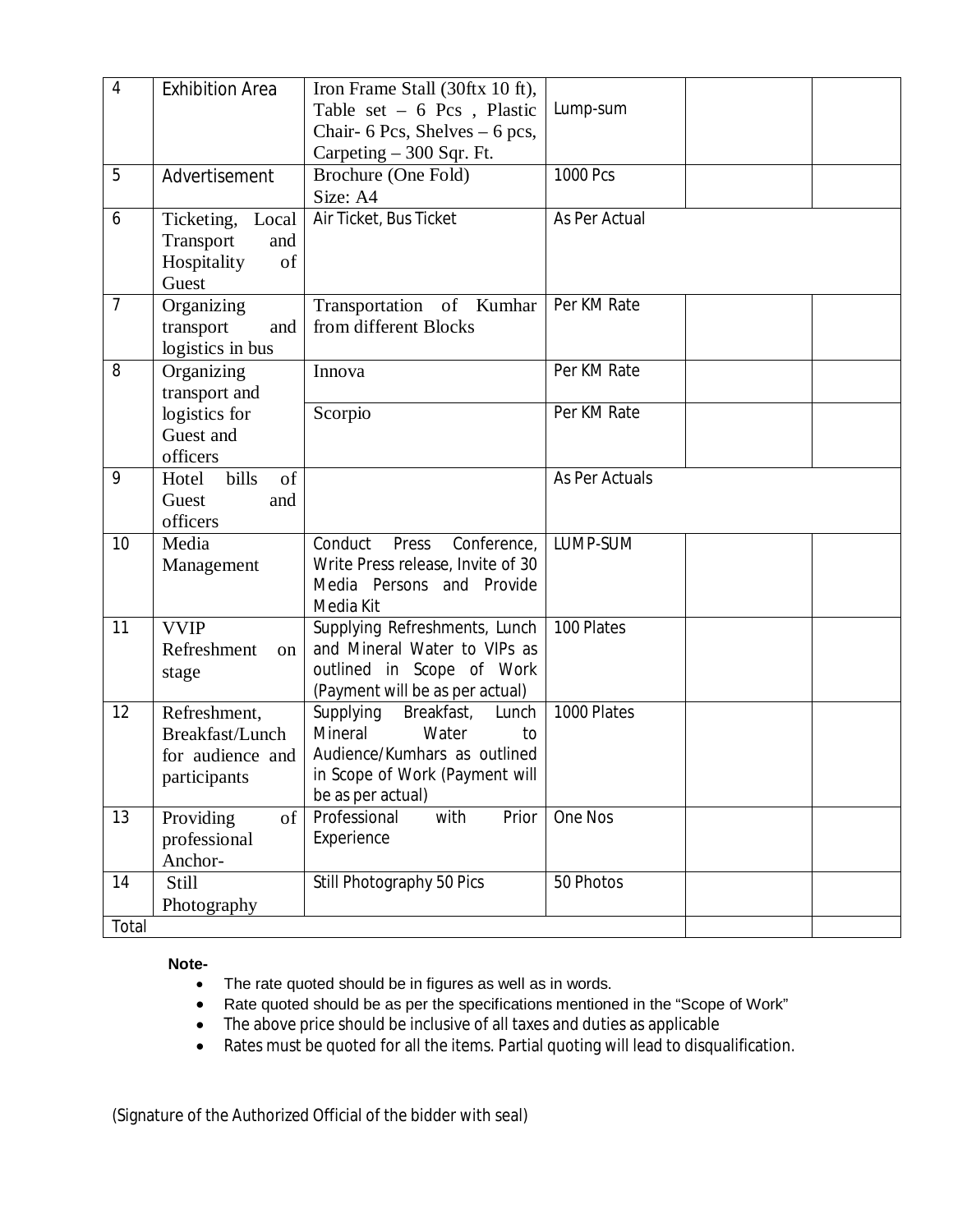| | | | | | |
|---|---|---|---|---|---|
| 4 | Exhibition Area | Iron Frame Stall (30ftx 10 ft), Table set – 6 Pcs , Plastic Chair- 6 Pcs, Shelves – 6 pcs, Carpeting – 300 Sqr. Ft. | Lump-sum | | |
| 5 | Advertisement | Brochure (One Fold) Size: A4 | 1000 Pcs | | |
| 6 | Ticketing, Local Transport and Hospitality of Guest | Air Ticket, Bus Ticket | As Per Actual | | |
| 7 | Organizing transport and logistics in bus | Transportation of Kumhar from different Blocks | Per KM Rate | | |
| 8 | Organizing transport and logistics for Guest and officers | Innova | Per KM Rate | | |
| | | Scorpio | Per KM Rate | | |
| 9 | Hotel bills of Guest and officers | | As Per Actuals | | |
| 10 | Media Management | Conduct Press Conference, Write Press release, Invite of 30 Media Persons and Provide Media Kit | LUMP-SUM | | |
| 11 | VVIP Refreshment on stage | Supplying Refreshments, Lunch and Mineral Water to VIPs as outlined in Scope of Work (Payment will be as per actual) | 100 Plates | | |
| 12 | Refreshment, Breakfast/Lunch for audience and participants | Supplying Breakfast, Lunch Mineral Water to Audience/Kumhars as outlined in Scope of Work (Payment will be as per actual) | 1000 Plates | | |
| 13 | Providing of professional Anchor- | Professional with Prior Experience | One Nos | | |
| 14 | Still Photography | Still Photography 50 Pics | 50 Photos | | |
| Total | | | | | |

**Note-**

- The rate quoted should be in figures as well as in words.
- Rate quoted should be as per the specifications mentioned in the "Scope of Work"
- The above price should be inclusive of all taxes and duties as applicable
- Rates must be quoted for all the items. Partial quoting will lead to disqualification.

(Signature of the Authorized Official of the bidder with seal)